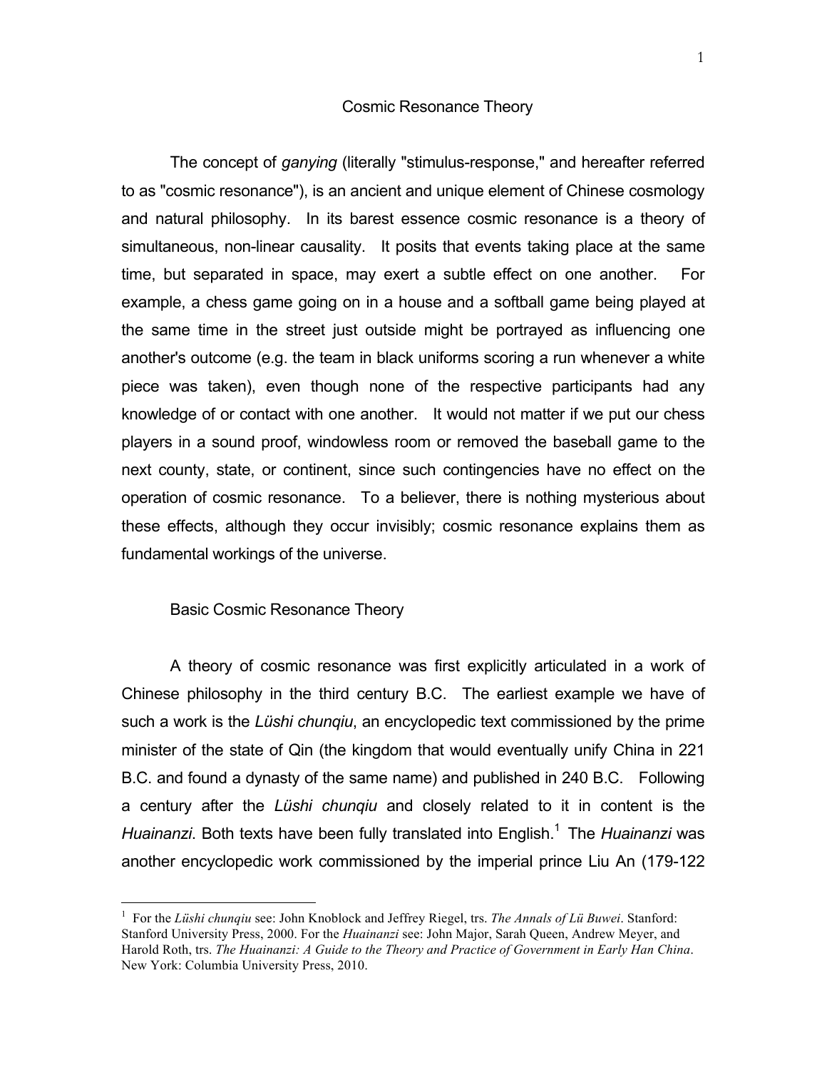# Cosmic Resonance Theory

The concept of *ganying* (literally "stimulus-response," and hereafter referred to as "cosmic resonance"), is an ancient and unique element of Chinese cosmology and natural philosophy. In its barest essence cosmic resonance is a theory of simultaneous, non-linear causality. It posits that events taking place at the same time, but separated in space, may exert a subtle effect on one another. For example, a chess game going on in a house and a softball game being played at the same time in the street just outside might be portrayed as influencing one another's outcome (e.g. the team in black uniforms scoring a run whenever a white piece was taken), even though none of the respective participants had any knowledge of or contact with one another. It would not matter if we put our chess players in a sound proof, windowless room or removed the baseball game to the next county, state, or continent, since such contingencies have no effect on the operation of cosmic resonance. To a believer, there is nothing mysterious about these effects, although they occur invisibly; cosmic resonance explains them as fundamental workings of the universe.

## Basic Cosmic Resonance Theory

A theory of cosmic resonance was first explicitly articulated in a work of Chinese philosophy in the third century B.C. The earliest example we have of such a work is the *Lüshi chunqiu*, an encyclopedic text commissioned by the prime minister of the state of Qin (the kingdom that would eventually unify China in 221 B.C. and found a dynasty of the same name) and published in 240 B.C. Following a century after the *Lüshi chunqiu* and closely related to it in content is the *Huainanzi*. Both texts have been fully translated into English.[1] The *Huainanzi* was another encyclopedic work commissioned by the imperial prince Liu An (179-122

---

[1] For the *Lüshi chunqiu* see: John Knoblock and Jeffrey Riegel, trs. *The Annals of Lü Buwei*. Stanford: Stanford University Press, 2000. For the *Huainanzi* see: John Major, Sarah Queen, Andrew Meyer, and Harold Roth, trs. *The Huainanzi: A Guide to the Theory and Practice of Government in Early Han China*. New York: Columbia University Press, 2010.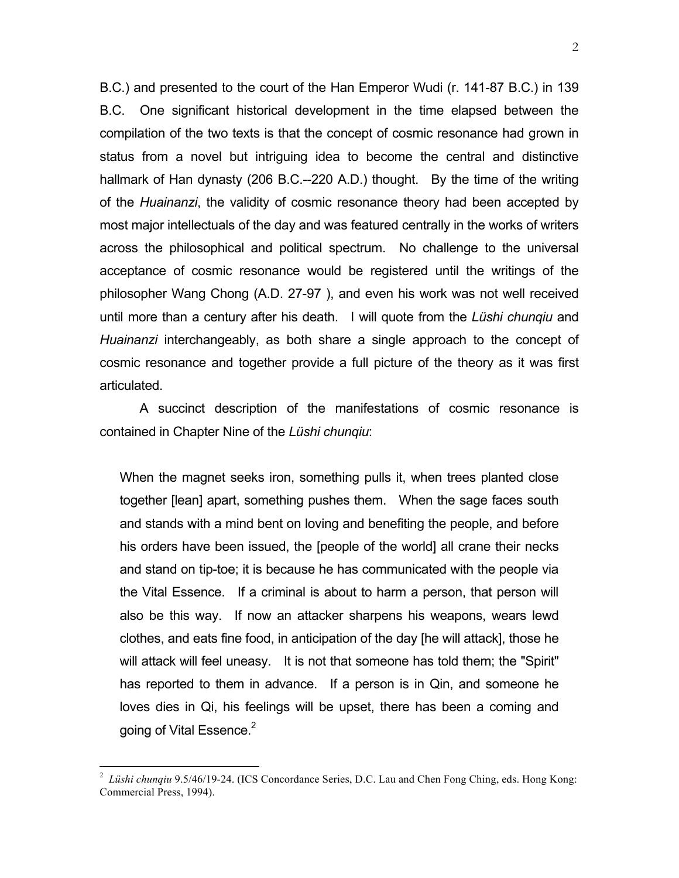B.C.) and presented to the court of the Han Emperor Wudi (r. 141-87 B.C.) in 139 B.C. One significant historical development in the time elapsed between the compilation of the two texts is that the concept of cosmic resonance had grown in status from a novel but intriguing idea to become the central and distinctive hallmark of Han dynasty (206 B.C.--220 A.D.) thought. By the time of the writing of the *Huainanzi*, the validity of cosmic resonance theory had been accepted by most major intellectuals of the day and was featured centrally in the works of writers across the philosophical and political spectrum. No challenge to the universal acceptance of cosmic resonance would be registered until the writings of the philosopher Wang Chong (A.D. 27-97 ), and even his work was not well received until more than a century after his death. I will quote from the *Lüshi chunqiu* and *Huainanzi* interchangeably, as both share a single approach to the concept of cosmic resonance and together provide a full picture of the theory as it was first articulated.

A succinct description of the manifestations of cosmic resonance is contained in Chapter Nine of the *Lüshi chunqiu*:

> When the magnet seeks iron, something pulls it, when trees planted close together [lean] apart, something pushes them. When the sage faces south and stands with a mind bent on loving and benefiting the people, and before his orders have been issued, the [people of the world] all crane their necks and stand on tip-toe; it is because he has communicated with the people via the Vital Essence. If a criminal is about to harm a person, that person will also be this way. If now an attacker sharpens his weapons, wears lewd clothes, and eats fine food, in anticipation of the day [he will attack], those he will attack will feel uneasy. It is not that someone has told them; the "Spirit" has reported to them in advance. If a person is in Qin, and someone he loves dies in Qi, his feelings will be upset, there has been a coming and going of Vital Essence.[2]

---

[2] *Lüshi chunqiu* 9.5/46/19-24. (ICS Concordance Series, D.C. Lau and Chen Fong Ching, eds. Hong Kong: Commercial Press, 1994).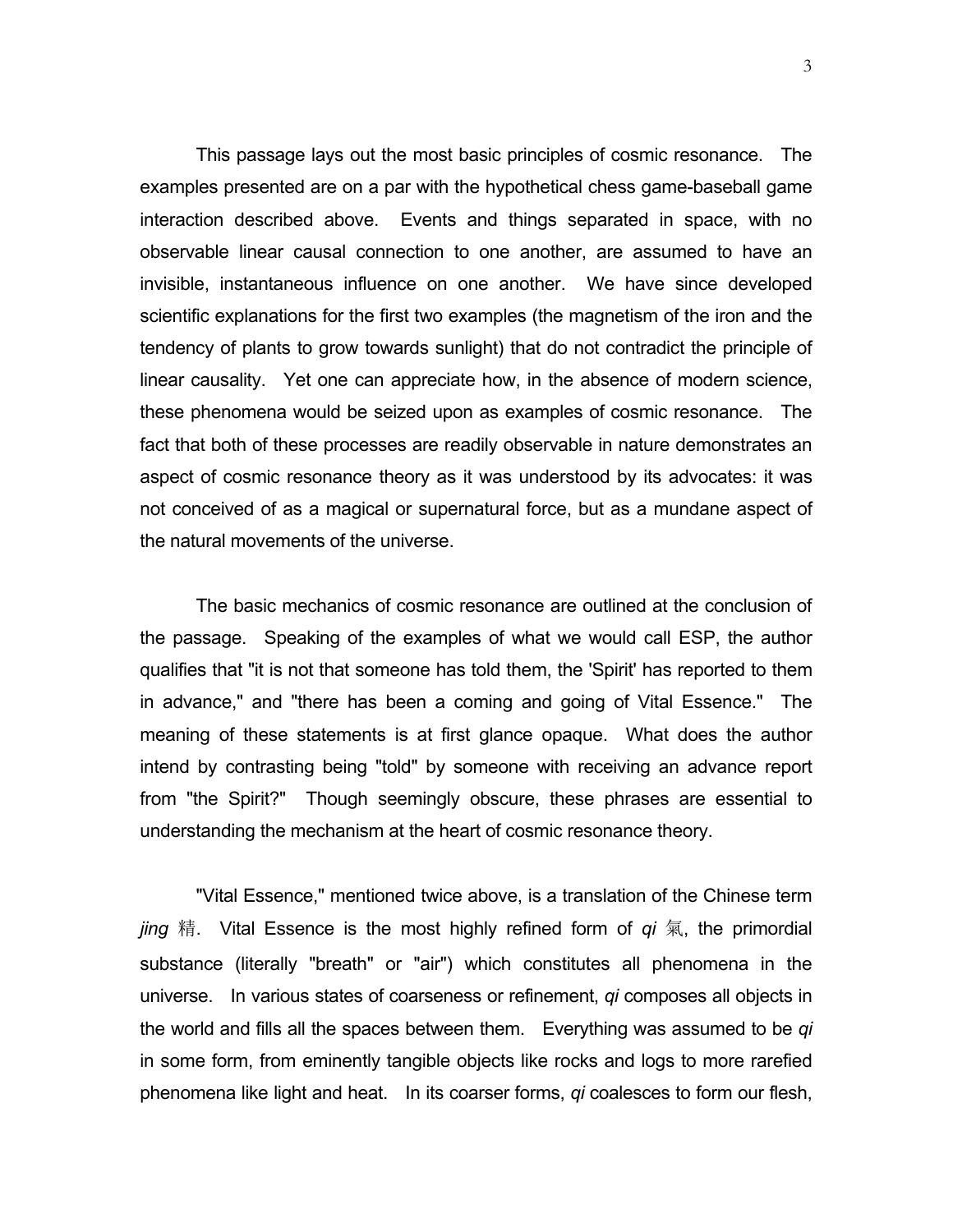This passage lays out the most basic principles of cosmic resonance. The examples presented are on a par with the hypothetical chess game-baseball game interaction described above. Events and things separated in space, with no observable linear causal connection to one another, are assumed to have an invisible, instantaneous influence on one another. We have since developed scientific explanations for the first two examples (the magnetism of the iron and the tendency of plants to grow towards sunlight) that do not contradict the principle of linear causality. Yet one can appreciate how, in the absence of modern science, these phenomena would be seized upon as examples of cosmic resonance. The fact that both of these processes are readily observable in nature demonstrates an aspect of cosmic resonance theory as it was understood by its advocates: it was not conceived of as a magical or supernatural force, but as a mundane aspect of the natural movements of the universe.

The basic mechanics of cosmic resonance are outlined at the conclusion of the passage. Speaking of the examples of what we would call ESP, the author qualifies that "it is not that someone has told them, the 'Spirit' has reported to them in advance," and "there has been a coming and going of Vital Essence." The meaning of these statements is at first glance opaque. What does the author intend by contrasting being "told" by someone with receiving an advance report from "the Spirit?" Though seemingly obscure, these phrases are essential to understanding the mechanism at the heart of cosmic resonance theory.

"Vital Essence," mentioned twice above, is a translation of the Chinese term *jing* 精. Vital Essence is the most highly refined form of *qi* 氣, the primordial substance (literally "breath" or "air") which constitutes all phenomena in the universe. In various states of coarseness or refinement, *qi* composes all objects in the world and fills all the spaces between them. Everything was assumed to be *qi* in some form, from eminently tangible objects like rocks and logs to more rarefied phenomena like light and heat. In its coarser forms, *qi* coalesces to form our flesh,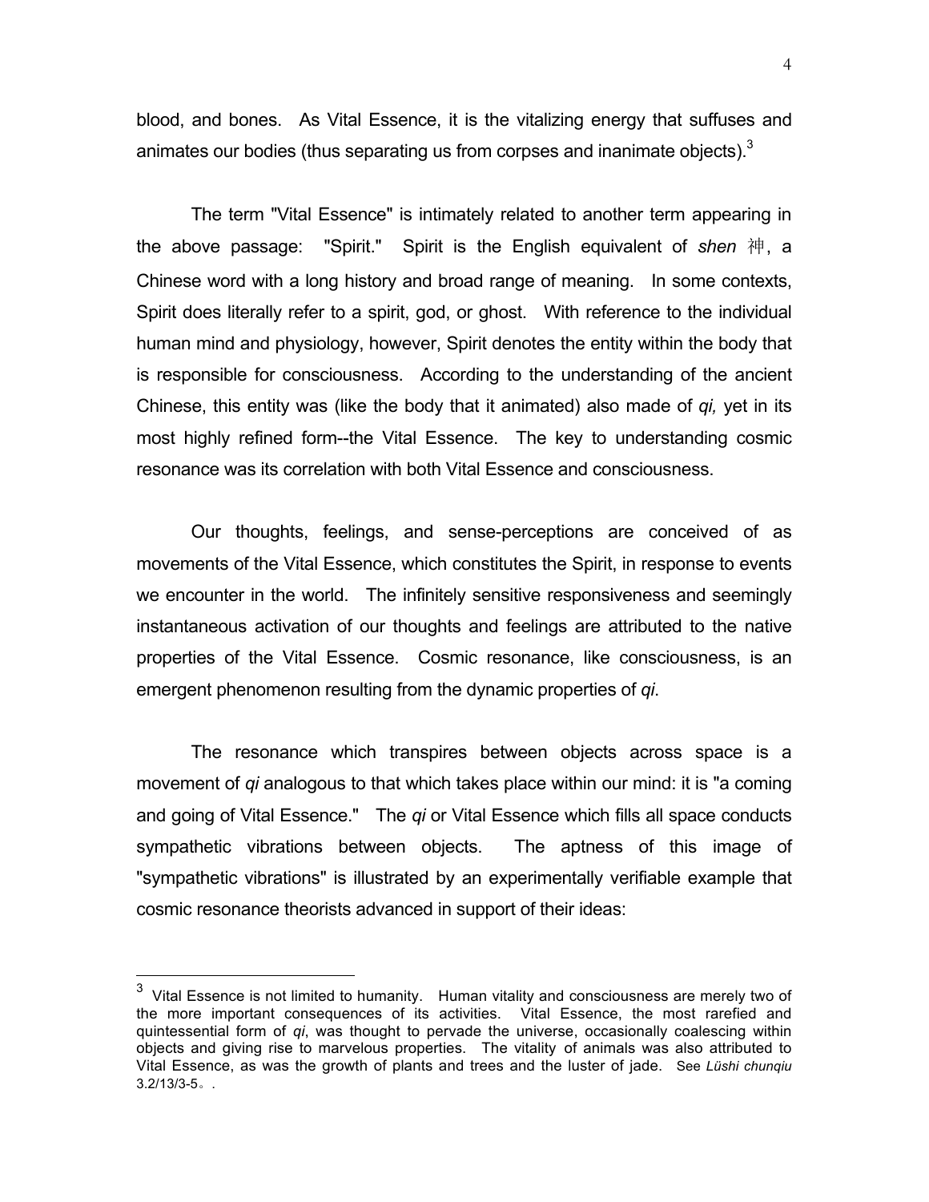blood, and bones. As Vital Essence, it is the vitalizing energy that suffuses and animates our bodies (thus separating us from corpses and inanimate objects).[3]

The term "Vital Essence" is intimately related to another term appearing in the above passage: "Spirit." Spirit is the English equivalent of *shen* 神, a Chinese word with a long history and broad range of meaning. In some contexts, Spirit does literally refer to a spirit, god, or ghost. With reference to the individual human mind and physiology, however, Spirit denotes the entity within the body that is responsible for consciousness. According to the understanding of the ancient Chinese, this entity was (like the body that it animated) also made of *qi,* yet in its most highly refined form--the Vital Essence. The key to understanding cosmic resonance was its correlation with both Vital Essence and consciousness.

Our thoughts, feelings, and sense-perceptions are conceived of as movements of the Vital Essence, which constitutes the Spirit, in response to events we encounter in the world. The infinitely sensitive responsiveness and seemingly instantaneous activation of our thoughts and feelings are attributed to the native properties of the Vital Essence. Cosmic resonance, like consciousness, is an emergent phenomenon resulting from the dynamic properties of *qi*.

The resonance which transpires between objects across space is a movement of *qi* analogous to that which takes place within our mind: it is "a coming and going of Vital Essence." The *qi* or Vital Essence which fills all space conducts sympathetic vibrations between objects. The aptness of this image of "sympathetic vibrations" is illustrated by an experimentally verifiable example that cosmic resonance theorists advanced in support of their ideas:

---

[3] Vital Essence is not limited to humanity. Human vitality and consciousness are merely two of the more important consequences of its activities. Vital Essence, the most rarefied and quintessential form of *qi*, was thought to pervade the universe, occasionally coalescing within objects and giving rise to marvelous properties. The vitality of animals was also attributed to Vital Essence, as was the growth of plants and trees and the luster of jade. See *Lüshi chunqiu* 3.2/13/3-5。.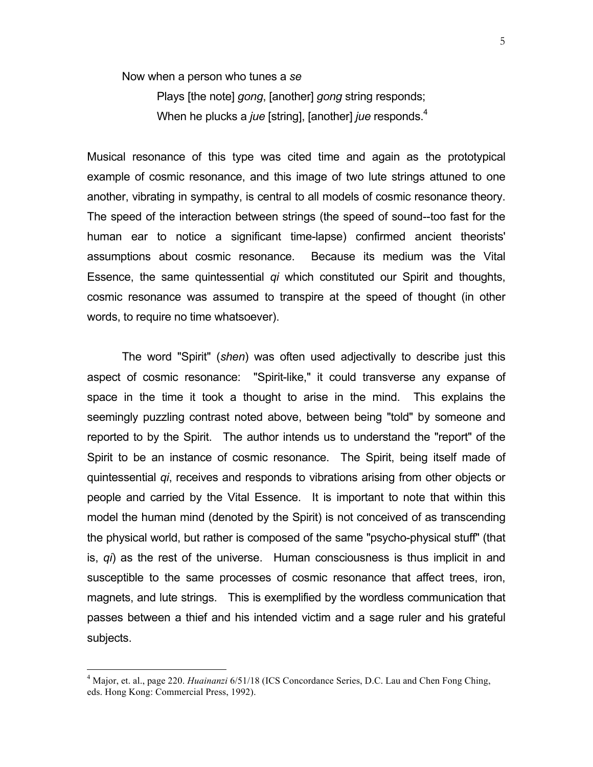> Now when a person who tunes a *se*
>
> > Plays [the note] *gong*, [another] *gong* string responds;
> > When he plucks a *jue* [string], [another] *jue* responds.[4]

Musical resonance of this type was cited time and again as the prototypical example of cosmic resonance, and this image of two lute strings attuned to one another, vibrating in sympathy, is central to all models of cosmic resonance theory. The speed of the interaction between strings (the speed of sound--too fast for the human ear to notice a significant time-lapse) confirmed ancient theorists' assumptions about cosmic resonance. Because its medium was the Vital Essence, the same quintessential *qi* which constituted our Spirit and thoughts, cosmic resonance was assumed to transpire at the speed of thought (in other words, to require no time whatsoever).

The word "Spirit" (*shen*) was often used adjectivally to describe just this aspect of cosmic resonance: "Spirit-like," it could transverse any expanse of space in the time it took a thought to arise in the mind. This explains the seemingly puzzling contrast noted above, between being "told" by someone and reported to by the Spirit. The author intends us to understand the "report" of the Spirit to be an instance of cosmic resonance. The Spirit, being itself made of quintessential *qi*, receives and responds to vibrations arising from other objects or people and carried by the Vital Essence. It is important to note that within this model the human mind (denoted by the Spirit) is not conceived of as transcending the physical world, but rather is composed of the same "psycho-physical stuff" (that is, *qi*) as the rest of the universe. Human consciousness is thus implicit in and susceptible to the same processes of cosmic resonance that affect trees, iron, magnets, and lute strings. This is exemplified by the wordless communication that passes between a thief and his intended victim and a sage ruler and his grateful subjects.

---

[4] Major, et. al., page 220. *Huainanzi* 6/51/18 (ICS Concordance Series, D.C. Lau and Chen Fong Ching, eds. Hong Kong: Commercial Press, 1992).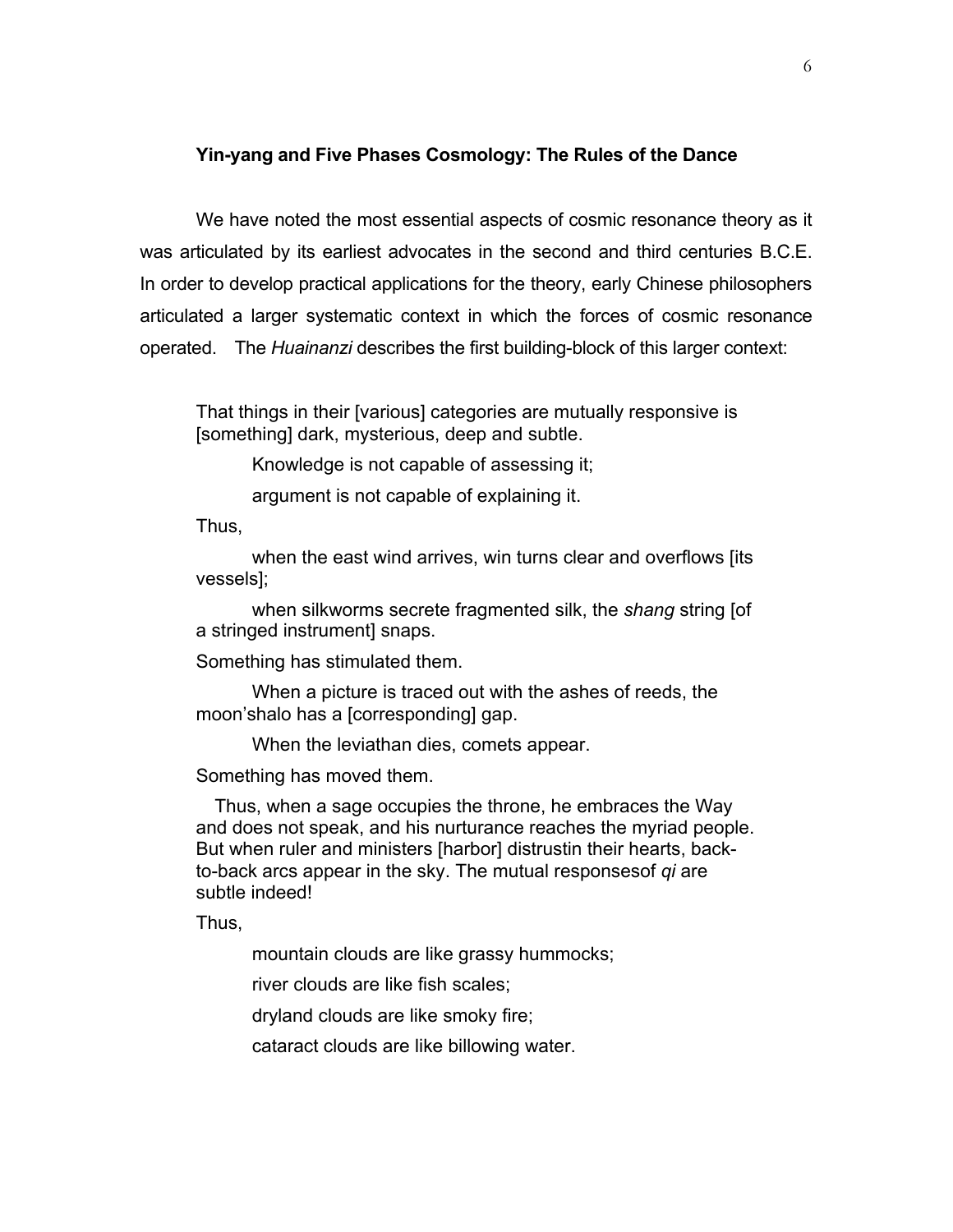### Yin-yang and Five Phases Cosmology: The Rules of the Dance

We have noted the most essential aspects of cosmic resonance theory as it was articulated by its earliest advocates in the second and third centuries B.C.E. In order to develop practical applications for the theory, early Chinese philosophers articulated a larger systematic context in which the forces of cosmic resonance operated. The *Huainanzi* describes the first building-block of this larger context:

> That things in their [various] categories are mutually responsive is [something] dark, mysterious, deep and subtle.
>
> Knowledge is not capable of assessing it;
>
> argument is not capable of explaining it.
>
> Thus,
>
> when the east wind arrives, win turns clear and overflows [its vessels];
>
> when silkworms secrete fragmented silk, the *shang* string [of a stringed instrument] snaps.
>
> Something has stimulated them.
>
> When a picture is traced out with the ashes of reeds, the moon'shalo has a [corresponding] gap.
>
> When the leviathan dies, comets appear.
>
> Something has moved them.
>
> Thus, when a sage occupies the throne, he embraces the Way and does not speak, and his nurturance reaches the myriad people. But when ruler and ministers [harbor] distrustin their hearts, back-to-back arcs appear in the sky. The mutual responsesof *qi* are subtle indeed!
>
> Thus,
>
> mountain clouds are like grassy hummocks;
>
> river clouds are like fish scales;
>
> dryland clouds are like smoky fire;
>
> cataract clouds are like billowing water.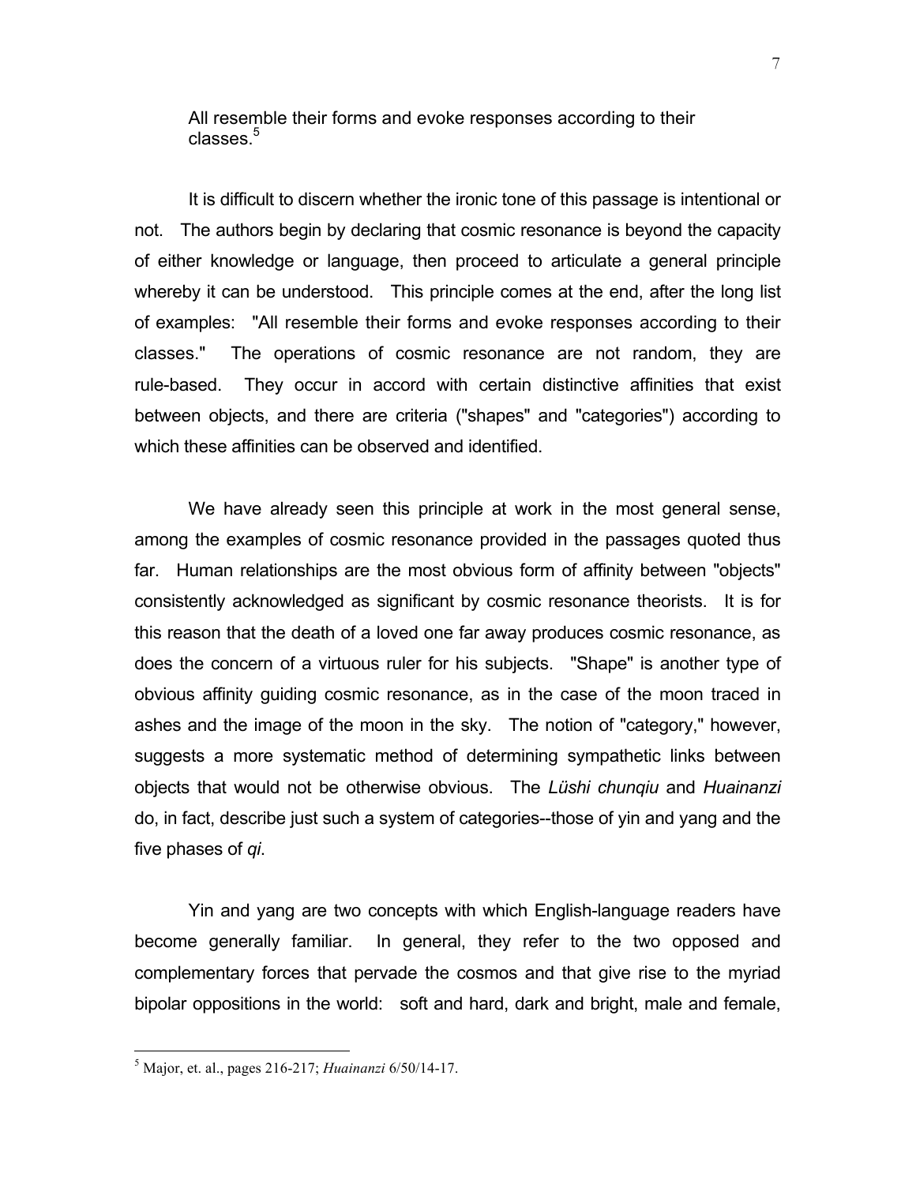> All resemble their forms and evoke responses according to their classes.[5]

It is difficult to discern whether the ironic tone of this passage is intentional or not. The authors begin by declaring that cosmic resonance is beyond the capacity of either knowledge or language, then proceed to articulate a general principle whereby it can be understood. This principle comes at the end, after the long list of examples: "All resemble their forms and evoke responses according to their classes." The operations of cosmic resonance are not random, they are rule-based. They occur in accord with certain distinctive affinities that exist between objects, and there are criteria ("shapes" and "categories") according to which these affinities can be observed and identified.

We have already seen this principle at work in the most general sense, among the examples of cosmic resonance provided in the passages quoted thus far. Human relationships are the most obvious form of affinity between "objects" consistently acknowledged as significant by cosmic resonance theorists. It is for this reason that the death of a loved one far away produces cosmic resonance, as does the concern of a virtuous ruler for his subjects. "Shape" is another type of obvious affinity guiding cosmic resonance, as in the case of the moon traced in ashes and the image of the moon in the sky. The notion of "category," however, suggests a more systematic method of determining sympathetic links between objects that would not be otherwise obvious. The *Lüshi chunqiu* and *Huainanzi* do, in fact, describe just such a system of categories--those of yin and yang and the five phases of *qi*.

Yin and yang are two concepts with which English-language readers have become generally familiar. In general, they refer to the two opposed and complementary forces that pervade the cosmos and that give rise to the myriad bipolar oppositions in the world: soft and hard, dark and bright, male and female,

---

[5] Major, et. al., pages 216-217; *Huainanzi* 6/50/14-17.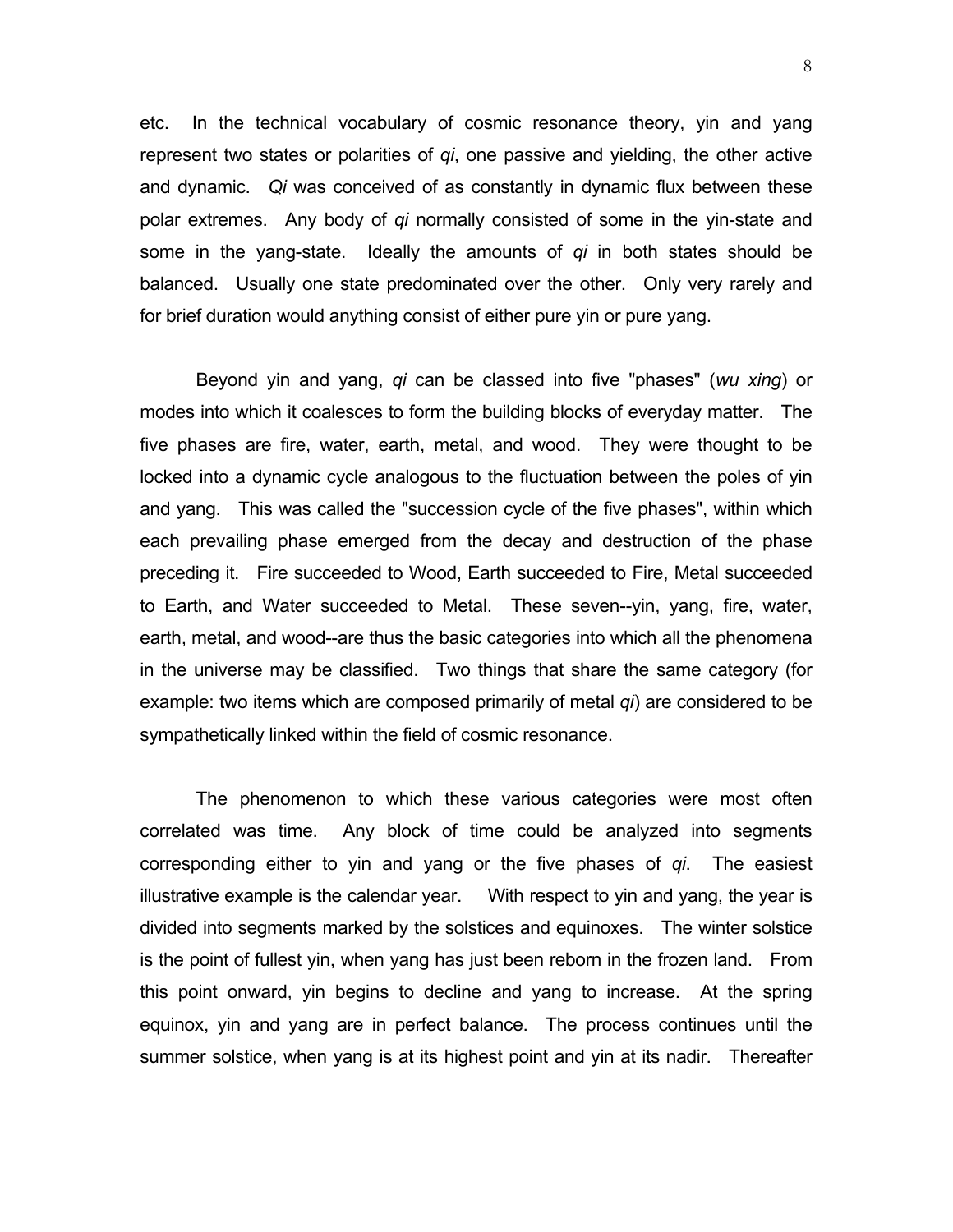etc. In the technical vocabulary of cosmic resonance theory, yin and yang represent two states or polarities of *qi*, one passive and yielding, the other active and dynamic. *Qi* was conceived of as constantly in dynamic flux between these polar extremes. Any body of *qi* normally consisted of some in the yin-state and some in the yang-state. Ideally the amounts of *qi* in both states should be balanced. Usually one state predominated over the other. Only very rarely and for brief duration would anything consist of either pure yin or pure yang.

Beyond yin and yang, *qi* can be classed into five "phases" (*wu xing*) or modes into which it coalesces to form the building blocks of everyday matter. The five phases are fire, water, earth, metal, and wood. They were thought to be locked into a dynamic cycle analogous to the fluctuation between the poles of yin and yang. This was called the "succession cycle of the five phases", within which each prevailing phase emerged from the decay and destruction of the phase preceding it. Fire succeeded to Wood, Earth succeeded to Fire, Metal succeeded to Earth, and Water succeeded to Metal. These seven--yin, yang, fire, water, earth, metal, and wood--are thus the basic categories into which all the phenomena in the universe may be classified. Two things that share the same category (for example: two items which are composed primarily of metal *qi*) are considered to be sympathetically linked within the field of cosmic resonance.

The phenomenon to which these various categories were most often correlated was time. Any block of time could be analyzed into segments corresponding either to yin and yang or the five phases of *qi*. The easiest illustrative example is the calendar year. With respect to yin and yang, the year is divided into segments marked by the solstices and equinoxes. The winter solstice is the point of fullest yin, when yang has just been reborn in the frozen land. From this point onward, yin begins to decline and yang to increase. At the spring equinox, yin and yang are in perfect balance. The process continues until the summer solstice, when yang is at its highest point and yin at its nadir. Thereafter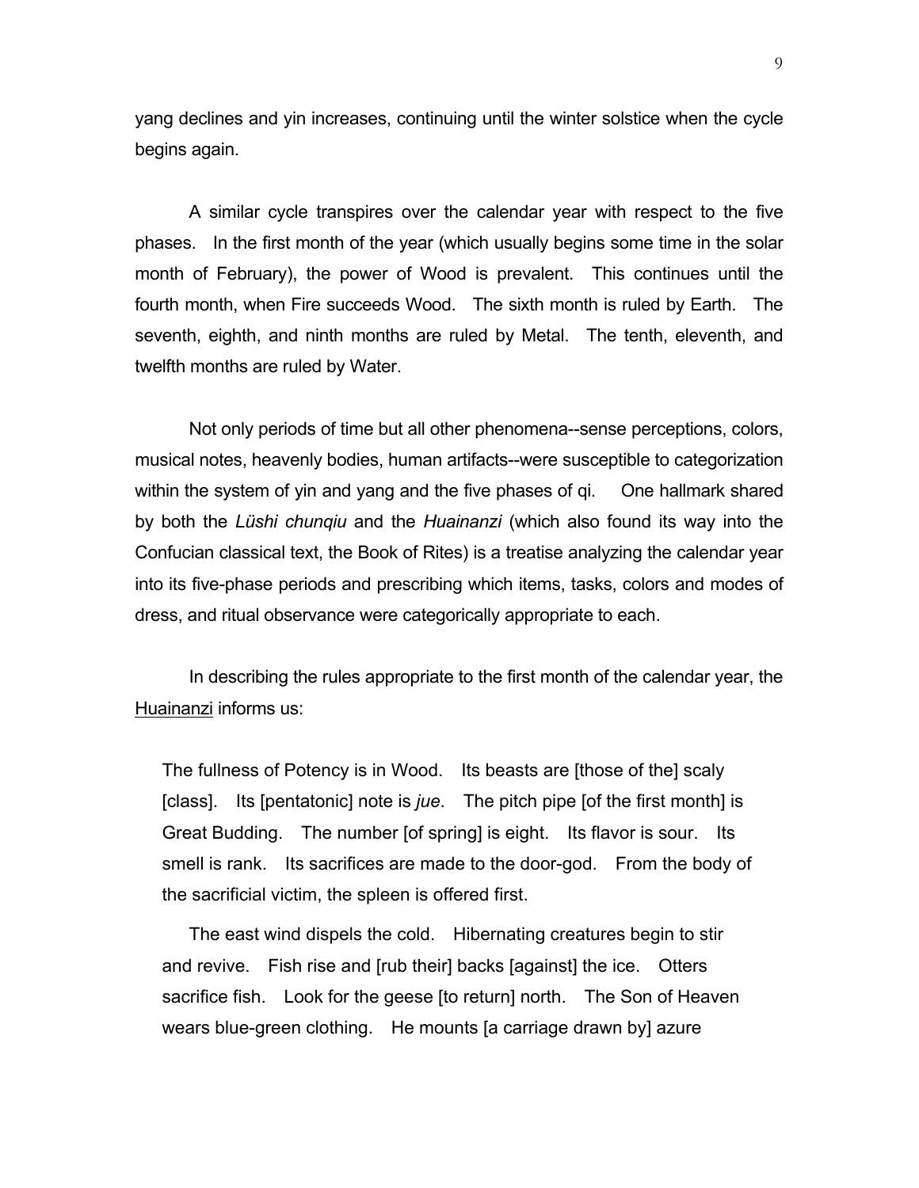yang declines and yin increases, continuing until the winter solstice when the cycle begins again.

A similar cycle transpires over the calendar year with respect to the five phases. In the first month of the year (which usually begins some time in the solar month of February), the power of Wood is prevalent. This continues until the fourth month, when Fire succeeds Wood. The sixth month is ruled by Earth. The seventh, eighth, and ninth months are ruled by Metal. The tenth, eleventh, and twelfth months are ruled by Water.

Not only periods of time but all other phenomena--sense perceptions, colors, musical notes, heavenly bodies, human artifacts--were susceptible to categorization within the system of yin and yang and the five phases of qi. One hallmark shared by both the *Lüshi chunqiu* and the *Huainanzi* (which also found its way into the Confucian classical text, the Book of Rites) is a treatise analyzing the calendar year into its five-phase periods and prescribing which items, tasks, colors and modes of dress, and ritual observance were categorically appropriate to each.

In describing the rules appropriate to the first month of the calendar year, the Huainanzi informs us:

> The fullness of Potency is in Wood. Its beasts are [those of the] scaly [class]. Its [pentatonic] note is *jue*. The pitch pipe [of the first month] is Great Budding. The number [of spring] is eight. Its flavor is sour. Its smell is rank. Its sacrifices are made to the door-god. From the body of the sacrificial victim, the spleen is offered first.
>
> The east wind dispels the cold. Hibernating creatures begin to stir and revive. Fish rise and [rub their] backs [against] the ice. Otters sacrifice fish. Look for the geese [to return] north. The Son of Heaven wears blue-green clothing. He mounts [a carriage drawn by] azure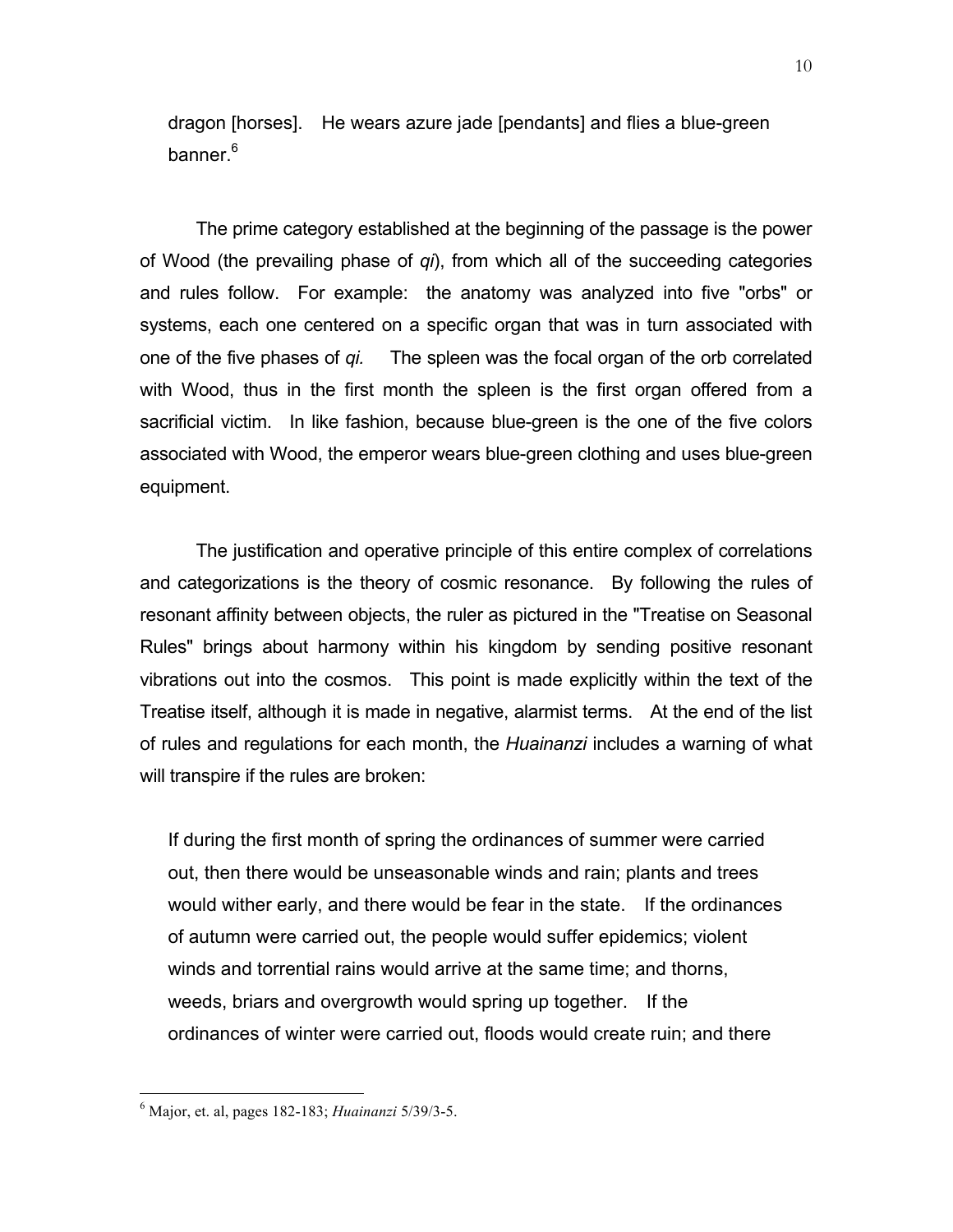dragon [horses]. He wears azure jade [pendants] and flies a blue-green banner.[6]

The prime category established at the beginning of the passage is the power of Wood (the prevailing phase of *qi*), from which all of the succeeding categories and rules follow. For example: the anatomy was analyzed into five "orbs" or systems, each one centered on a specific organ that was in turn associated with one of the five phases of *qi.* The spleen was the focal organ of the orb correlated with Wood, thus in the first month the spleen is the first organ offered from a sacrificial victim. In like fashion, because blue-green is the one of the five colors associated with Wood, the emperor wears blue-green clothing and uses blue-green equipment.

The justification and operative principle of this entire complex of correlations and categorizations is the theory of cosmic resonance. By following the rules of resonant affinity between objects, the ruler as pictured in the "Treatise on Seasonal Rules" brings about harmony within his kingdom by sending positive resonant vibrations out into the cosmos. This point is made explicitly within the text of the Treatise itself, although it is made in negative, alarmist terms. At the end of the list of rules and regulations for each month, the *Huainanzi* includes a warning of what will transpire if the rules are broken:

> If during the first month of spring the ordinances of summer were carried out, then there would be unseasonable winds and rain; plants and trees would wither early, and there would be fear in the state. If the ordinances of autumn were carried out, the people would suffer epidemics; violent winds and torrential rains would arrive at the same time; and thorns, weeds, briars and overgrowth would spring up together. If the ordinances of winter were carried out, floods would create ruin; and there

[6] Major, et. al, pages 182-183; *Huainanzi* 5/39/3-5.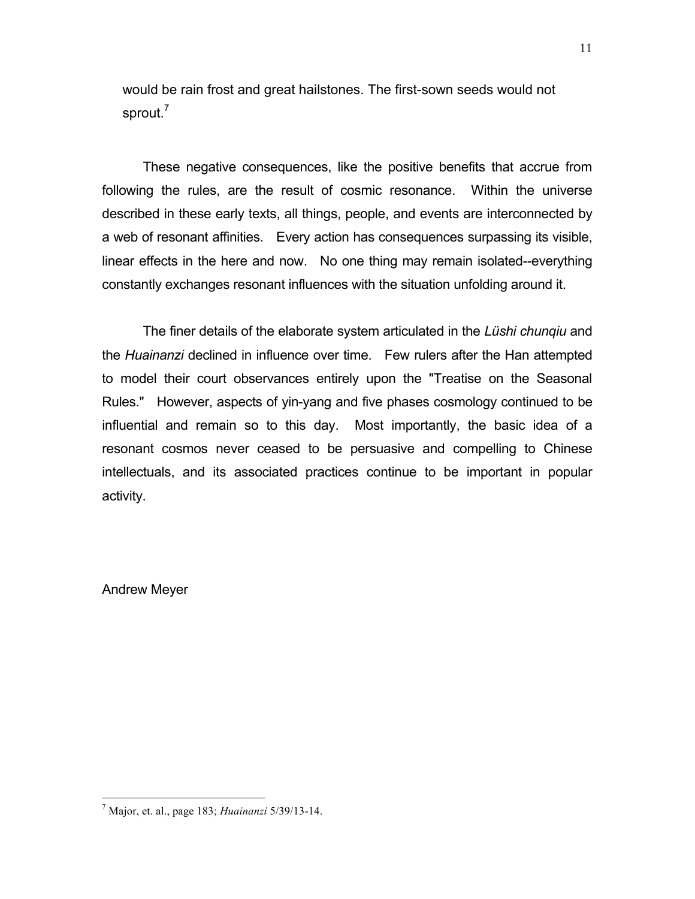> would be rain frost and great hailstones. The first-sown seeds would not sprout.[7]

These negative consequences, like the positive benefits that accrue from following the rules, are the result of cosmic resonance. Within the universe described in these early texts, all things, people, and events are interconnected by a web of resonant affinities. Every action has consequences surpassing its visible, linear effects in the here and now. No one thing may remain isolated--everything constantly exchanges resonant influences with the situation unfolding around it.

The finer details of the elaborate system articulated in the *Lüshi chunqiu* and the *Huainanzi* declined in influence over time. Few rulers after the Han attempted to model their court observances entirely upon the "Treatise on the Seasonal Rules." However, aspects of yin-yang and five phases cosmology continued to be influential and remain so to this day. Most importantly, the basic idea of a resonant cosmos never ceased to be persuasive and compelling to Chinese intellectuals, and its associated practices continue to be important in popular activity.

Andrew Meyer

---

[7] Major, et. al., page 183; *Huainanzi* 5/39/13-14.